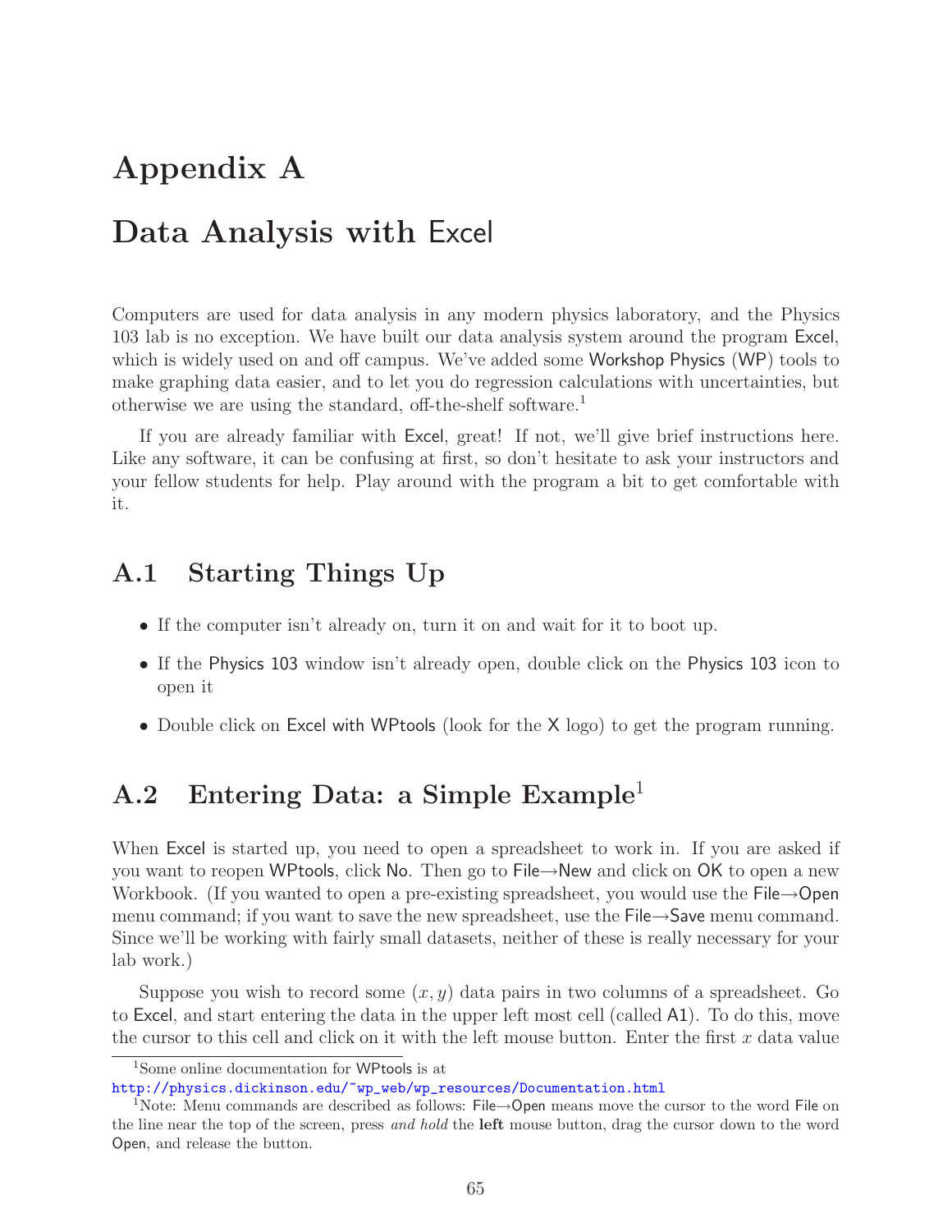# Appendix A

# Data Analysis with Excel

Computers are used for data analysis in any modern physics laboratory, and the Physics 103 lab is no exception. We have built our data analysis system around the program Excel, which is widely used on and off campus. We've added some Workshop Physics (WP) tools to make graphing data easier, and to let you do regression calculations with uncertainties, but otherwise we are using the standard, off-the-shelf software.[1]

If you are already familiar with Excel, great! If not, we'll give brief instructions here. Like any software, it can be confusing at first, so don't hesitate to ask your instructors and your fellow students for help. Play around with the program a bit to get comfortable with it.

## A.1 Starting Things Up

- If the computer isn't already on, turn it on and wait for it to boot up.
- If the Physics 103 window isn't already open, double click on the Physics 103 icon to open it
- Double click on Excel with WPtools (look for the X logo) to get the program running.

## A.2 Entering Data: a Simple Example[1]

When Excel is started up, you need to open a spreadsheet to work in. If you are asked if you want to reopen WPtools, click No. Then go to File→New and click on OK to open a new Workbook. (If you wanted to open a pre-existing spreadsheet, you would use the File→Open menu command; if you want to save the new spreadsheet, use the File→Save menu command. Since we'll be working with fairly small datasets, neither of these is really necessary for your lab work.)

Suppose you wish to record some $(x, y)$ data pairs in two columns of a spreadsheet. Go to Excel, and start entering the data in the upper left most cell (called A1). To do this, move the cursor to this cell and click on it with the left mouse button. Enter the first $x$ data value

---

[1] Some online documentation for WPtools is at http://physics.dickinson.edu/~wp_web/wp_resources/Documentation.html

[1] Note: Menu commands are described as follows: File→Open means move the cursor to the word File on the line near the top of the screen, press *and hold* the **left** mouse button, drag the cursor down to the word Open, and release the button.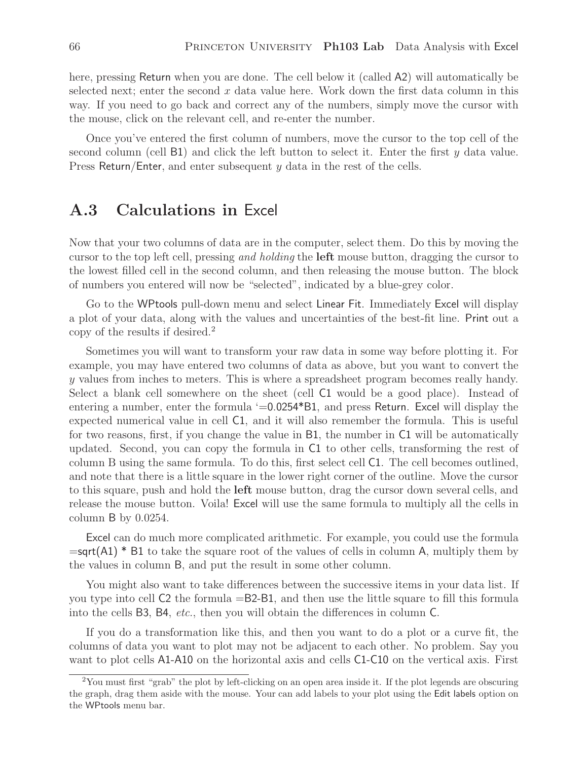here, pressing Return when you are done. The cell below it (called A2) will automatically be selected next; enter the second $x$ data value here. Work down the first data column in this way. If you need to go back and correct any of the numbers, simply move the cursor with the mouse, click on the relevant cell, and re-enter the number.

Once you've entered the first column of numbers, move the cursor to the top cell of the second column (cell B1) and click the left button to select it. Enter the first $y$ data value. Press Return/Enter, and enter subsequent $y$ data in the rest of the cells.

## A.3 Calculations in Excel

Now that your two columns of data are in the computer, select them. Do this by moving the cursor to the top left cell, pressing *and holding* the **left** mouse button, dragging the cursor to the lowest filled cell in the second column, and then releasing the mouse button. The block of numbers you entered will now be "selected", indicated by a blue-grey color.

Go to the WPtools pull-down menu and select Linear Fit. Immediately Excel will display a plot of your data, along with the values and uncertainties of the best-fit line. Print out a copy of the results if desired.[2]

Sometimes you will want to transform your raw data in some way before plotting it. For example, you may have entered two columns of data as above, but you want to convert the $y$ values from inches to meters. This is where a spreadsheet program becomes really handy. Select a blank cell somewhere on the sheet (cell C1 would be a good place). Instead of entering a number, enter the formula '=0.0254*B1, and press Return. Excel will display the expected numerical value in cell C1, and it will also remember the formula. This is useful for two reasons, first, if you change the value in B1, the number in C1 will be automatically updated. Second, you can copy the formula in C1 to other cells, transforming the rest of column B using the same formula. To do this, first select cell C1. The cell becomes outlined, and note that there is a little square in the lower right corner of the outline. Move the cursor to this square, push and hold the **left** mouse button, drag the cursor down several cells, and release the mouse button. Voila! Excel will use the same formula to multiply all the cells in column B by 0.0254.

Excel can do much more complicated arithmetic. For example, you could use the formula =sqrt(A1) * B1 to take the square root of the values of cells in column A, multiply them by the values in column B, and put the result in some other column.

You might also want to take differences between the successive items in your data list. If you type into cell C2 the formula =B2-B1, and then use the little square to fill this formula into the cells B3, B4, *etc.*, then you will obtain the differences in column C.

If you do a transformation like this, and then you want to do a plot or a curve fit, the columns of data you want to plot may not be adjacent to each other. No problem. Say you want to plot cells A1-A10 on the horizontal axis and cells C1-C10 on the vertical axis. First

---

[2] You must first "grab" the plot by left-clicking on an open area inside it. If the plot legends are obscuring the graph, drag them aside with the mouse. Your can add labels to your plot using the Edit labels option on the WPtools menu bar.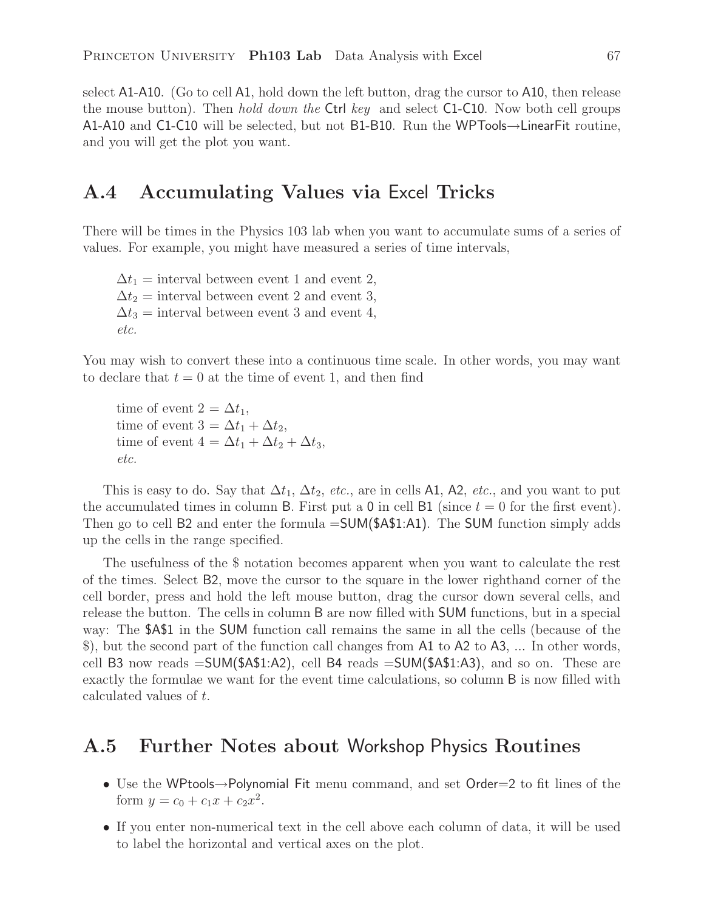select A1-A10. (Go to cell A1, hold down the left button, drag the cursor to A10, then release the mouse button). Then *hold down the* Ctrl *key* and select C1-C10. Now both cell groups A1-A10 and C1-C10 will be selected, but not B1-B10. Run the WPTools→LinearFit routine, and you will get the plot you want.

## A.4 Accumulating Values via Excel Tricks

There will be times in the Physics 103 lab when you want to accumulate sums of a series of values. For example, you might have measured a series of time intervals,

$\Delta t_1$ = interval between event 1 and event 2,
$\Delta t_2$ = interval between event 2 and event 3,
$\Delta t_3$ = interval between event 3 and event 4,
*etc.*

You may wish to convert these into a continuous time scale. In other words, you may want to declare that $t = 0$ at the time of event 1, and then find

time of event 2 = $\Delta t_1$,
time of event 3 = $\Delta t_1 + \Delta t_2$,
time of event 4 = $\Delta t_1 + \Delta t_2 + \Delta t_3$,
*etc.*

This is easy to do. Say that $\Delta t_1$, $\Delta t_2$, *etc.*, are in cells A1, A2, *etc.*, and you want to put the accumulated times in column B. First put a 0 in cell B1 (since $t = 0$ for the first event). Then go to cell B2 and enter the formula =SUM($A$1:A1). The SUM function simply adds up the cells in the range specified.

The usefulness of the $ notation becomes apparent when you want to calculate the rest of the times. Select B2, move the cursor to the square in the lower righthand corner of the cell border, press and hold the left mouse button, drag the cursor down several cells, and release the button. The cells in column B are now filled with SUM functions, but in a special way: The $A$1 in the SUM function call remains the same in all the cells (because of the $), but the second part of the function call changes from A1 to A2 to A3, ... In other words, cell B3 now reads =SUM($A$1:A2), cell B4 reads =SUM($A$1:A3), and so on. These are exactly the formulae we want for the event time calculations, so column B is now filled with calculated values of $t$.

## A.5 Further Notes about Workshop Physics Routines

- Use the WPtools→Polynomial Fit menu command, and set Order=2 to fit lines of the form $y = c_0 + c_1 x + c_2 x^2$.
- If you enter non-numerical text in the cell above each column of data, it will be used to label the horizontal and vertical axes on the plot.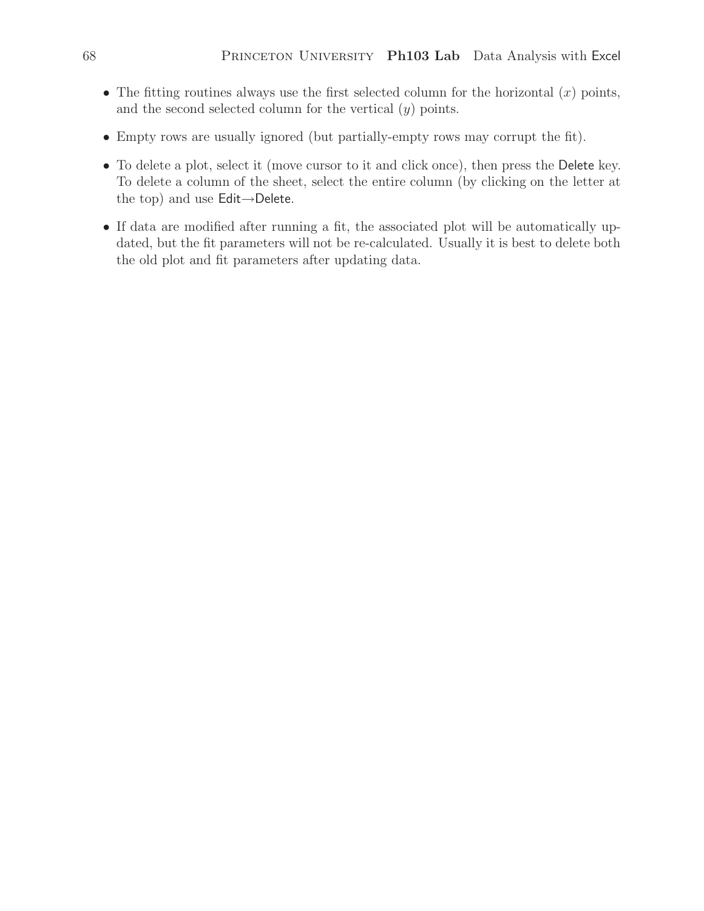- The fitting routines always use the first selected column for the horizontal ($x$) points, and the second selected column for the vertical ($y$) points.
- Empty rows are usually ignored (but partially-empty rows may corrupt the fit).
- To delete a plot, select it (move cursor to it and click once), then press the Delete key. To delete a column of the sheet, select the entire column (by clicking on the letter at the top) and use Edit→Delete.
- If data are modified after running a fit, the associated plot will be automatically updated, but the fit parameters will not be re-calculated. Usually it is best to delete both the old plot and fit parameters after updating data.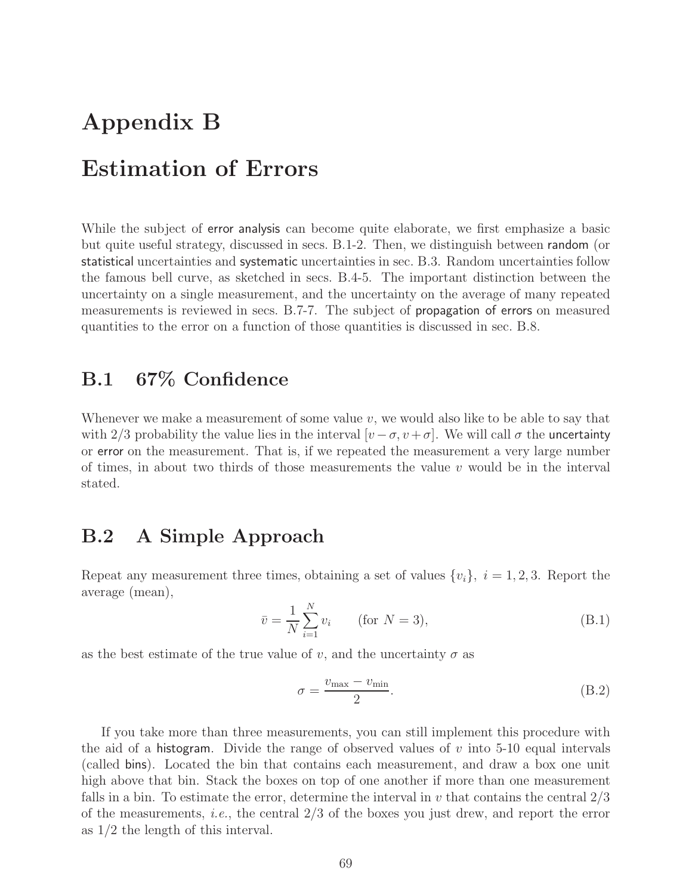# Appendix B

# Estimation of Errors

While the subject of error analysis can become quite elaborate, we first emphasize a basic but quite useful strategy, discussed in secs. B.1-2. Then, we distinguish between random (or statistical uncertainties and systematic uncertainties in sec. B.3. Random uncertainties follow the famous bell curve, as sketched in secs. B.4-5. The important distinction between the uncertainty on a single measurement, and the uncertainty on the average of many repeated measurements is reviewed in secs. B.7-7. The subject of propagation of errors on measured quantities to the error on a function of those quantities is discussed in sec. B.8.

## B.1 67% Confidence

Whenever we make a measurement of some value $v$, we would also like to be able to say that with 2/3 probability the value lies in the interval $[v - \sigma, v + \sigma]$. We will call $\sigma$ the uncertainty or error on the measurement. That is, if we repeated the measurement a very large number of times, in about two thirds of those measurements the value $v$ would be in the interval stated.

## B.2 A Simple Approach

Repeat any measurement three times, obtaining a set of values $\{v_i\},\ i = 1, 2, 3$. Report the average (mean),

$$\bar{v} = \frac{1}{N} \sum_{i=1}^{N} v_i \qquad \text{(for } N = 3\text{)}, \tag{B.1}$$

as the best estimate of the true value of $v$, and the uncertainty $\sigma$ as

$$\sigma = \frac{v_{\max} - v_{\min}}{2}. \tag{B.2}$$

If you take more than three measurements, you can still implement this procedure with the aid of a histogram. Divide the range of observed values of $v$ into 5-10 equal intervals (called bins). Located the bin that contains each measurement, and draw a box one unit high above that bin. Stack the boxes on top of one another if more than one measurement falls in a bin. To estimate the error, determine the interval in $v$ that contains the central 2/3 of the measurements, *i.e.*, the central 2/3 of the boxes you just drew, and report the error as 1/2 the length of this interval.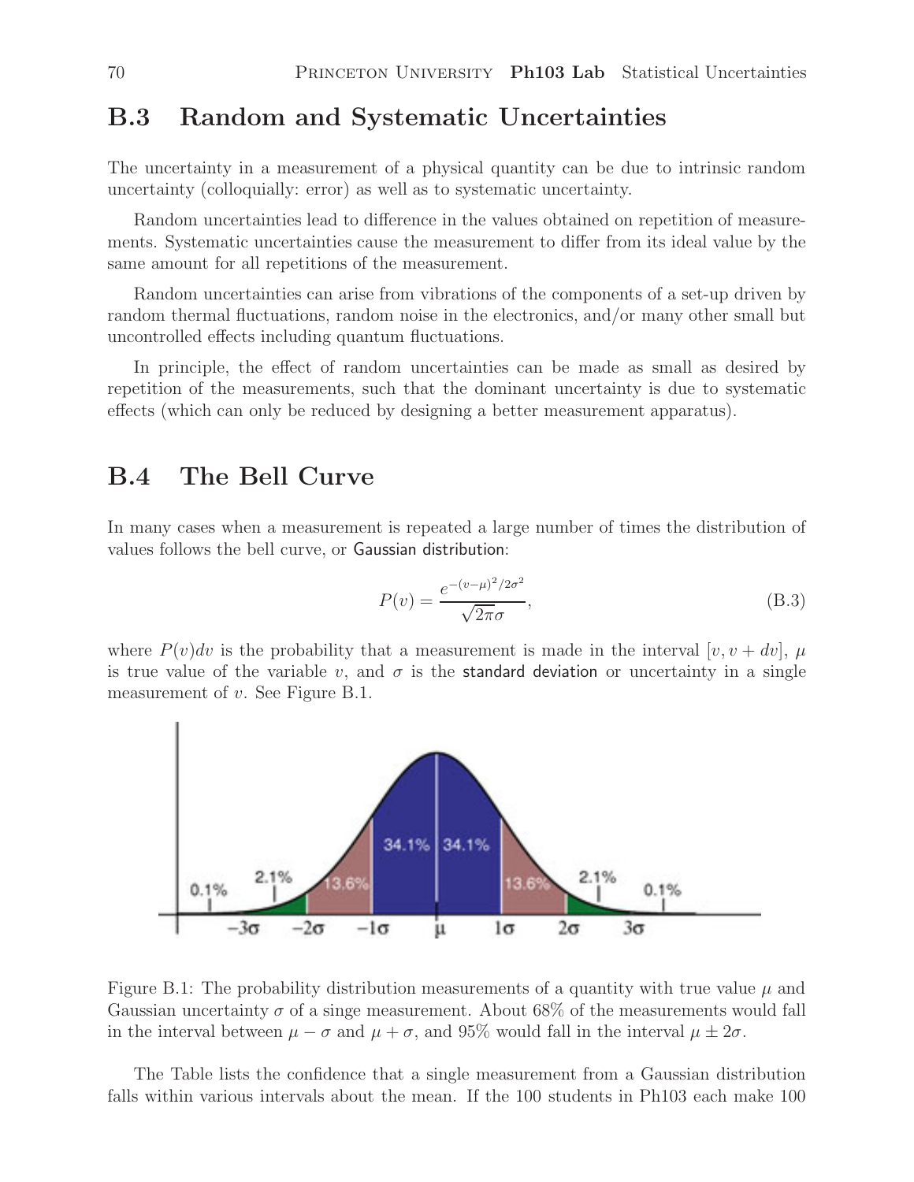## B.3 Random and Systematic Uncertainties

The uncertainty in a measurement of a physical quantity can be due to intrinsic random uncertainty (colloquially: error) as well as to systematic uncertainty.

Random uncertainties lead to difference in the values obtained on repetition of measurements. Systematic uncertainties cause the measurement to differ from its ideal value by the same amount for all repetitions of the measurement.

Random uncertainties can arise from vibrations of the components of a set-up driven by random thermal fluctuations, random noise in the electronics, and/or many other small but uncontrolled effects including quantum fluctuations.

In principle, the effect of random uncertainties can be made as small as desired by repetition of the measurements, such that the dominant uncertainty is due to systematic effects (which can only be reduced by designing a better measurement apparatus).

## B.4 The Bell Curve

In many cases when a measurement is repeated a large number of times the distribution of values follows the bell curve, or Gaussian distribution:

$$P(v) = \frac{e^{-(v-\mu)^2/2\sigma^2}}{\sqrt{2\pi}\sigma}, \tag{B.3}$$

where $P(v)dv$ is the probability that a measurement is made in the interval $[v, v + dv]$, $\mu$ is true value of the variable $v$, and $\sigma$ is the standard deviation or uncertainty in a single measurement of $v$. See Figure B.1.

Figure B.1: The probability distribution measurements of a quantity with true value $\mu$ and Gaussian uncertainty $\sigma$ of a singe measurement. About 68% of the measurements would fall in the interval between $\mu - \sigma$ and $\mu + \sigma$, and 95% would fall in the interval $\mu \pm 2\sigma$.

The Table lists the confidence that a single measurement from a Gaussian distribution falls within various intervals about the mean. If the 100 students in Ph103 each make 100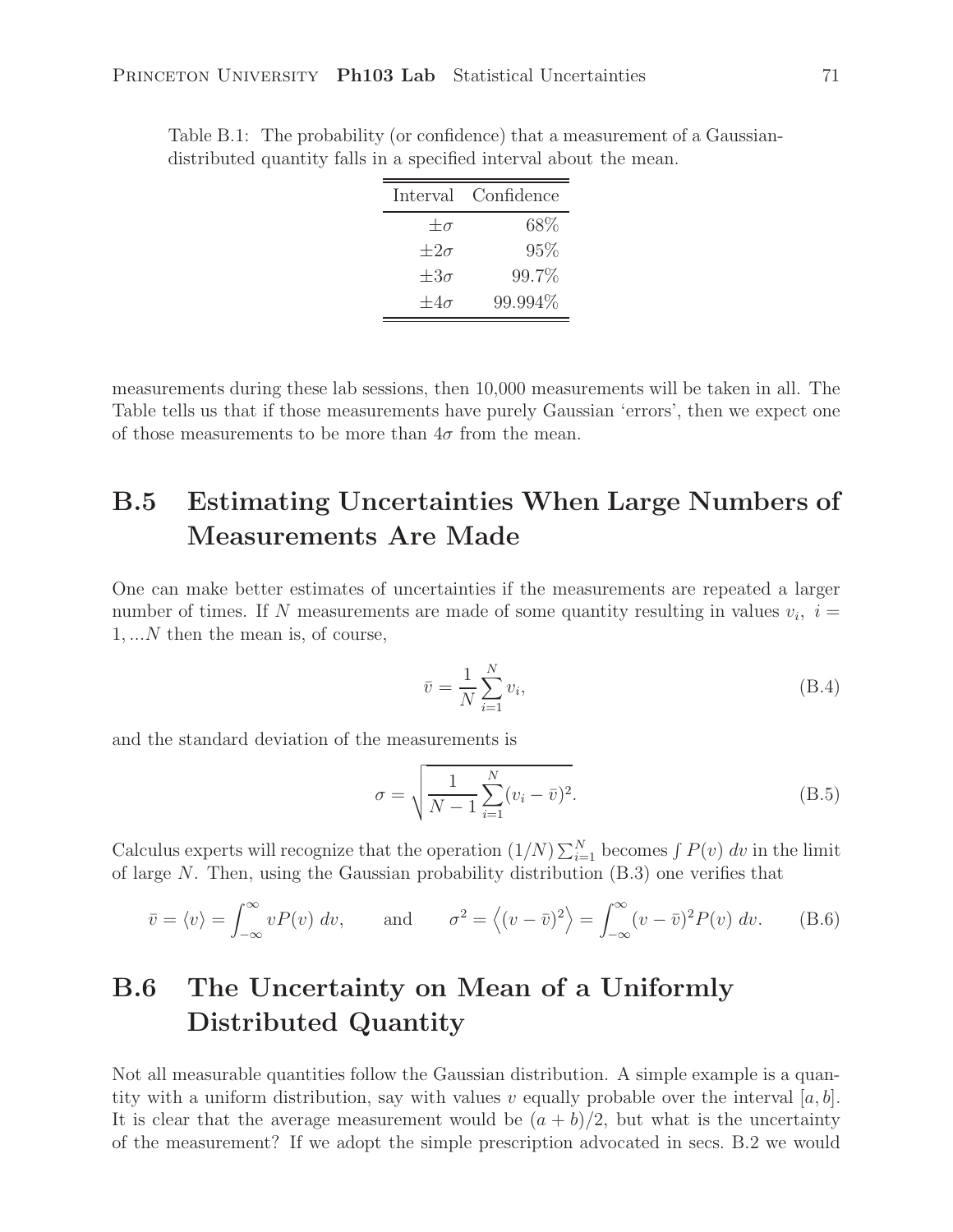Table B.1: The probability (or confidence) that a measurement of a Gaussian-distributed quantity falls in a specified interval about the mean.

| Interval | Confidence |
|---:|---:|
| $\pm\sigma$ | 68% |
| $\pm 2\sigma$ | 95% |
| $\pm 3\sigma$ | 99.7% |
| $\pm 4\sigma$ | 99.994% |

measurements during these lab sessions, then 10,000 measurements will be taken in all. The Table tells us that if those measurements have purely Gaussian 'errors', then we expect one of those measurements to be more than $4\sigma$ from the mean.

## B.5 Estimating Uncertainties When Large Numbers of Measurements Are Made

One can make better estimates of uncertainties if the measurements are repeated a larger number of times. If $N$ measurements are made of some quantity resulting in values $v_i,\ i = 1, \ldots N$ then the mean is, of course,

$$\bar{v} = \frac{1}{N}\sum_{i=1}^{N} v_i, \tag{B.4}$$

and the standard deviation of the measurements is

$$\sigma = \sqrt{\frac{1}{N-1}\sum_{i=1}^{N}(v_i - \bar{v})^2}. \tag{B.5}$$

Calculus experts will recognize that the operation $(1/N)\sum_{i=1}^{N}$ becomes $\int P(v)\, dv$ in the limit of large $N$. Then, using the Gaussian probability distribution (B.3) one verifies that

$$\bar{v} = \langle v \rangle = \int_{-\infty}^{\infty} vP(v)\, dv, \qquad \text{and} \qquad \sigma^2 = \left\langle (v - \bar{v})^2 \right\rangle = \int_{-\infty}^{\infty} (v - \bar{v})^2 P(v)\, dv. \tag{B.6}$$

## B.6 The Uncertainty on Mean of a Uniformly Distributed Quantity

Not all measurable quantities follow the Gaussian distribution. A simple example is a quantity with a uniform distribution, say with values $v$ equally probable over the interval $[a, b]$. It is clear that the average measurement would be $(a + b)/2$, but what is the uncertainty of the measurement? If we adopt the simple prescription advocated in secs. B.2 we would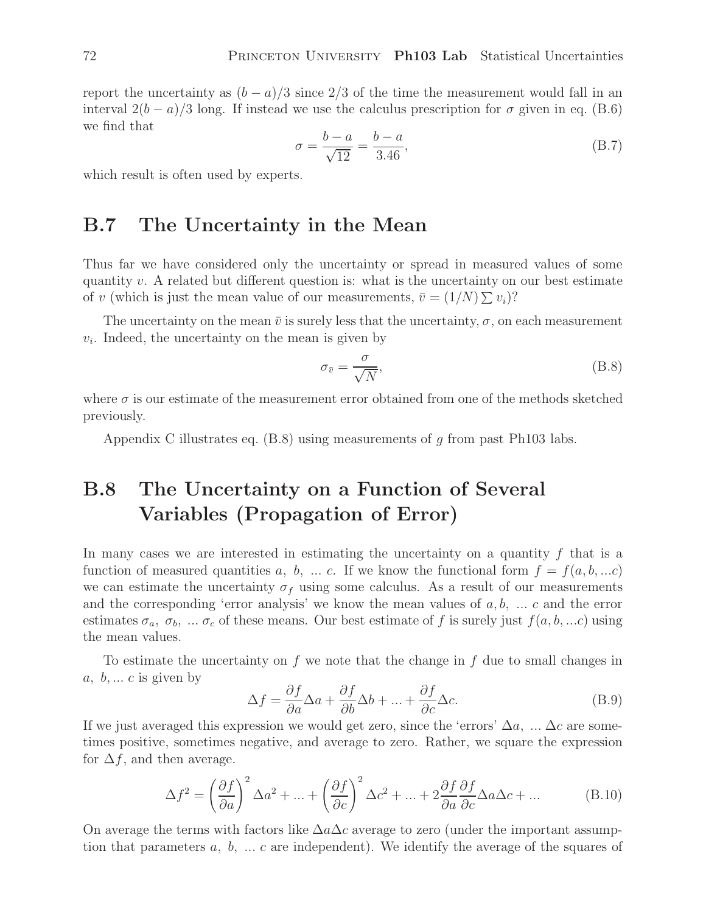report the uncertainty as $(b - a)/3$ since 2/3 of the time the measurement would fall in an interval $2(b - a)/3$ long. If instead we use the calculus prescription for $\sigma$ given in eq. (B.6) we find that

$$\sigma = \frac{b - a}{\sqrt{12}} = \frac{b - a}{3.46}, \tag{B.7}$$

which result is often used by experts.

## B.7 The Uncertainty in the Mean

Thus far we have considered only the uncertainty or spread in measured values of some quantity $v$. A related but different question is: what is the uncertainty on our best estimate of $v$ (which is just the mean value of our measurements, $\bar{v} = (1/N)\sum v_i$)?

The uncertainty on the mean $\bar{v}$ is surely less that the uncertainty, $\sigma$, on each measurement $v_i$. Indeed, the uncertainty on the mean is given by

$$\sigma_{\bar{v}} = \frac{\sigma}{\sqrt{N}}, \tag{B.8}$$

where $\sigma$ is our estimate of the measurement error obtained from one of the methods sketched previously.

Appendix C illustrates eq. (B.8) using measurements of $g$ from past Ph103 labs.

## B.8 The Uncertainty on a Function of Several Variables (Propagation of Error)

In many cases we are interested in estimating the uncertainty on a quantity $f$ that is a function of measured quantities $a,\ b,\ ...\ c$. If we know the functional form $f = f(a, b, ...c)$ we can estimate the uncertainty $\sigma_f$ using some calculus. As a result of our measurements and the corresponding 'error analysis' we know the mean values of $a, b,\ ...\ c$ and the error estimates $\sigma_a,\ \sigma_b,\ ...\ \sigma_c$ of these means. Our best estimate of $f$ is surely just $f(a, b, ...c)$ using the mean values.

To estimate the uncertainty on $f$ we note that the change in $f$ due to small changes in $a,\ b, ...\ c$ is given by

$$\Delta f = \frac{\partial f}{\partial a}\Delta a + \frac{\partial f}{\partial b}\Delta b + ... + \frac{\partial f}{\partial c}\Delta c. \tag{B.9}$$

If we just averaged this expression we would get zero, since the 'errors' $\Delta a,\ ...\ \Delta c$ are sometimes positive, sometimes negative, and average to zero. Rather, we square the expression for $\Delta f$, and then average.

$$\Delta f^2 = \left(\frac{\partial f}{\partial a}\right)^2 \Delta a^2 + ... + \left(\frac{\partial f}{\partial c}\right)^2 \Delta c^2 + ... + 2\frac{\partial f}{\partial a}\frac{\partial f}{\partial c}\Delta a \Delta c + ... \tag{B.10}$$

On average the terms with factors like $\Delta a \Delta c$ average to zero (under the important assumption that parameters $a,\ b,\ ...\ c$ are independent). We identify the average of the squares of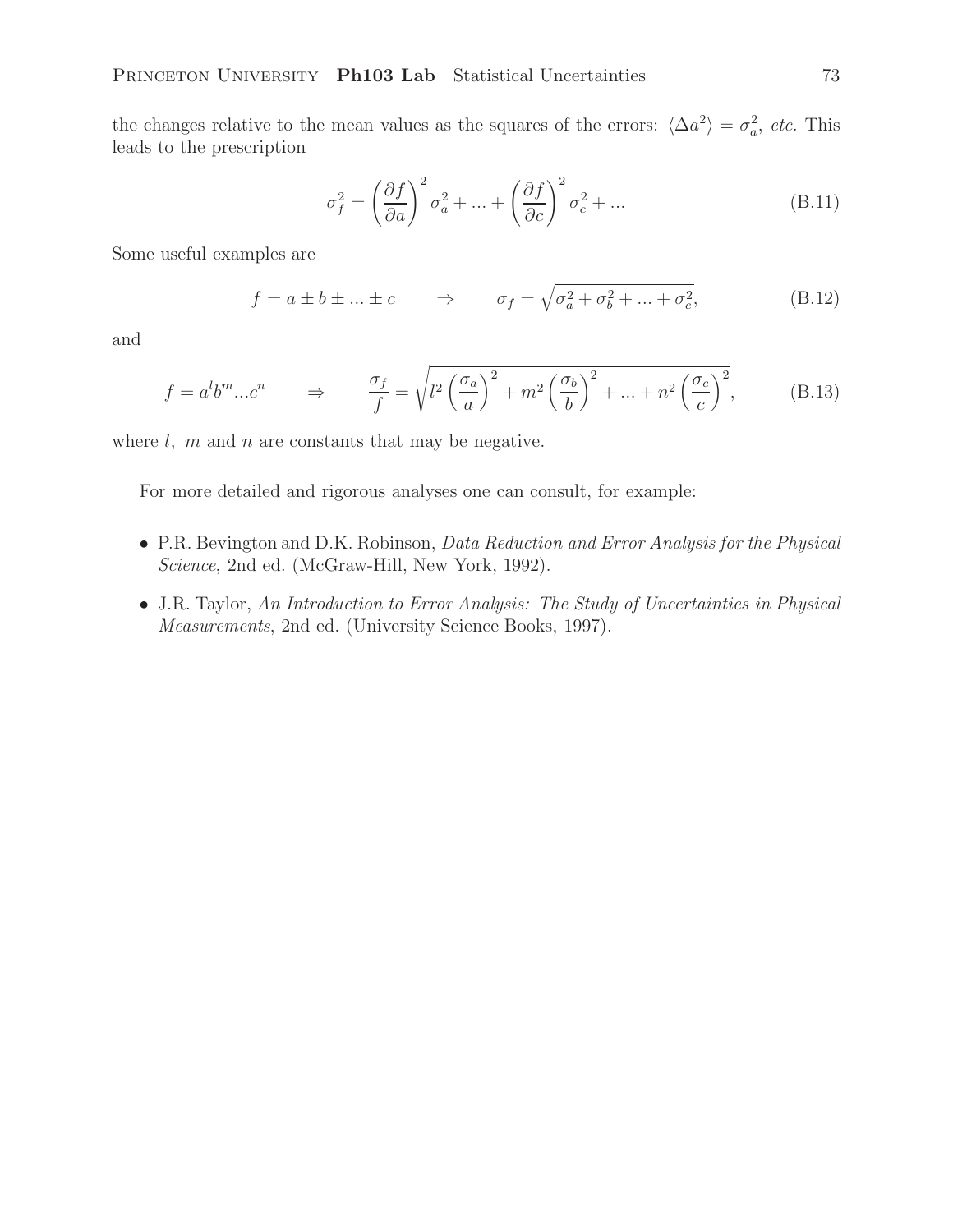the changes relative to the mean values as the squares of the errors: $\langle \Delta a^2 \rangle = \sigma_a^2$, *etc.* This leads to the prescription

$$\sigma_f^2 = \left(\frac{\partial f}{\partial a}\right)^2 \sigma_a^2 + ... + \left(\frac{\partial f}{\partial c}\right)^2 \sigma_c^2 + ... \tag{B.11}$$

Some useful examples are

$$f = a \pm b \pm ... \pm c \qquad \Rightarrow \qquad \sigma_f = \sqrt{\sigma_a^2 + \sigma_b^2 + ... + \sigma_c^2}, \tag{B.12}$$

and

$$f = a^l b^m ... c^n \qquad \Rightarrow \qquad \frac{\sigma_f}{f} = \sqrt{l^2 \left(\frac{\sigma_a}{a}\right)^2 + m^2 \left(\frac{\sigma_b}{b}\right)^2 + ... + n^2 \left(\frac{\sigma_c}{c}\right)^2}, \tag{B.13}$$

where $l$, $m$ and $n$ are constants that may be negative.

For more detailed and rigorous analyses one can consult, for example:

- P.R. Bevington and D.K. Robinson, *Data Reduction and Error Analysis for the Physical Science*, 2nd ed. (McGraw-Hill, New York, 1992).
- J.R. Taylor, *An Introduction to Error Analysis: The Study of Uncertainties in Physical Measurements*, 2nd ed. (University Science Books, 1997).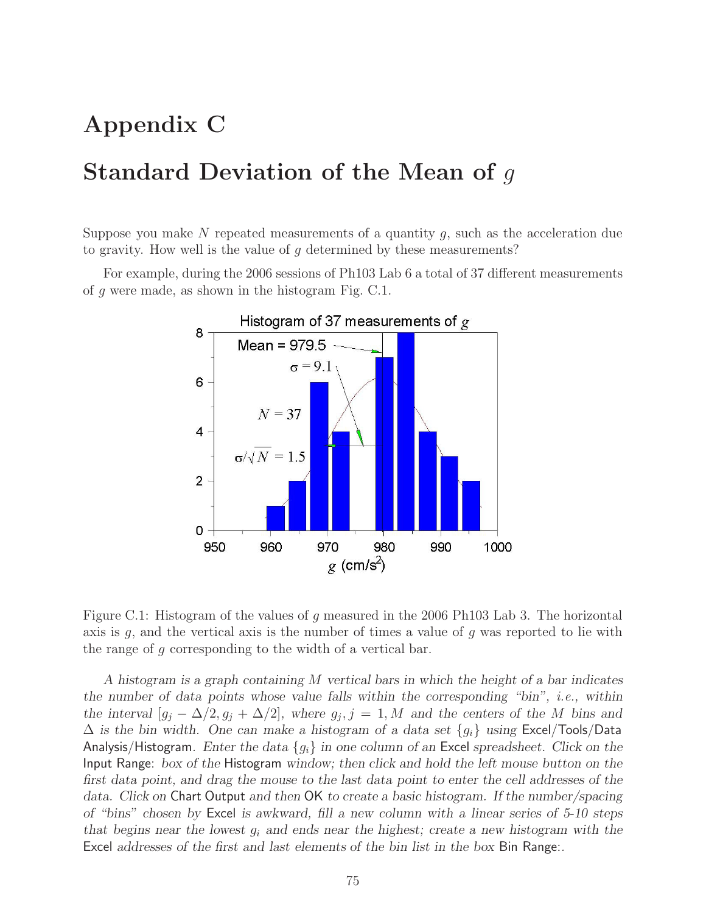# Appendix C

# Standard Deviation of the Mean of $g$

Suppose you make $N$ repeated measurements of a quantity $g$, such as the acceleration due to gravity. How well is the value of $g$ determined by these measurements?

For example, during the 2006 sessions of Ph103 Lab 6 a total of 37 different measurements of $g$ were made, as shown in the histogram Fig. C.1.

Figure C.1: Histogram of the values of $g$ measured in the 2006 Ph103 Lab 3. The horizontal axis is $g$, and the vertical axis is the number of times a value of $g$ was reported to lie with the range of $g$ corresponding to the width of a vertical bar.

*A histogram is a graph containing $M$ vertical bars in which the height of a bar indicates the number of data points whose value falls within the corresponding "bin", i.e., within the interval $[g_j - \Delta/2, g_j + \Delta/2]$, where $g_j, j = 1, M$ and the centers of the $M$ bins and $\Delta$ is the bin width. One can make a histogram of a data set $\{g_i\}$ using* Excel/Tools/Data Analysis/Histogram. *Enter the data $\{g_i\}$ in one column of an* Excel *spreadsheet. Click on the* Input Range: *box of the* Histogram *window; then click and hold the left mouse button on the first data point, and drag the mouse to the last data point to enter the cell addresses of the data. Click on* Chart Output *and then* OK *to create a basic histogram. If the number/spacing of "bins" chosen by* Excel *is awkward, fill a new column with a linear series of 5-10 steps that begins near the lowest $g_i$ and ends near the highest; create a new histogram with the* Excel *addresses of the first and last elements of the bin list in the box* Bin Range:.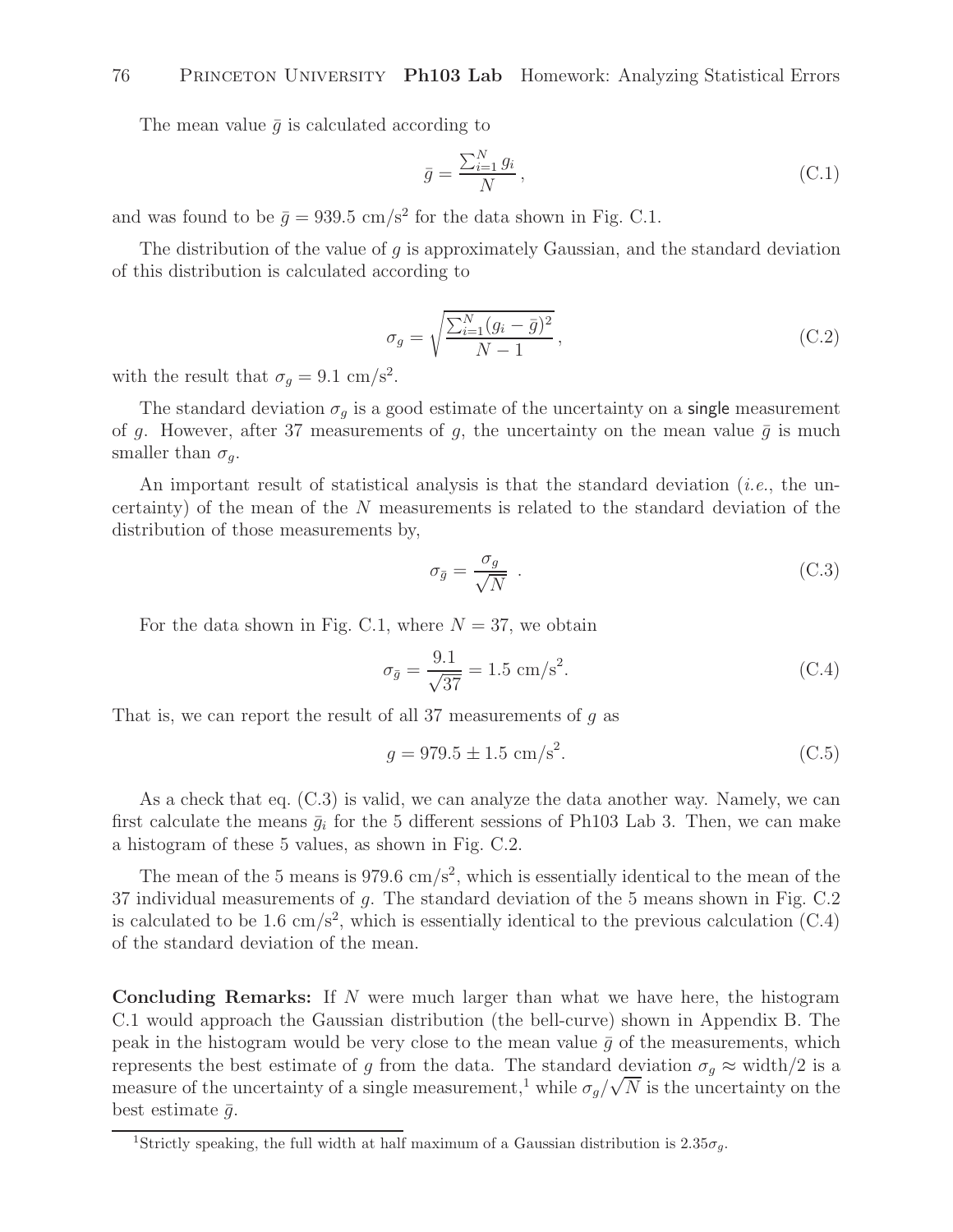The mean value $\bar{g}$ is calculated according to

$$\bar{g} = \frac{\sum_{i=1}^{N} g_i}{N}, \tag{C.1}$$

and was found to be $\bar{g} = 939.5$ cm/s$^2$ for the data shown in Fig. C.1.

The distribution of the value of $g$ is approximately Gaussian, and the standard deviation of this distribution is calculated according to

$$\sigma_g = \sqrt{\frac{\sum_{i=1}^{N}(g_i - \bar{g})^2}{N-1}}, \tag{C.2}$$

with the result that $\sigma_g = 9.1$ cm/s$^2$.

The standard deviation $\sigma_g$ is a good estimate of the uncertainty on a single measurement of $g$. However, after 37 measurements of $g$, the uncertainty on the mean value $\bar{g}$ is much smaller than $\sigma_g$.

An important result of statistical analysis is that the standard deviation (*i.e.*, the uncertainty) of the mean of the $N$ measurements is related to the standard deviation of the distribution of those measurements by,

$$\sigma_{\bar{g}} = \frac{\sigma_g}{\sqrt{N}} . \tag{C.3}$$

For the data shown in Fig. C.1, where $N = 37$, we obtain

$$\sigma_{\bar{g}} = \frac{9.1}{\sqrt{37}} = 1.5 \text{ cm/s}^2. \tag{C.4}$$

That is, we can report the result of all 37 measurements of $g$ as

$$g = 979.5 \pm 1.5 \text{ cm/s}^2. \tag{C.5}$$

As a check that eq. (C.3) is valid, we can analyze the data another way. Namely, we can first calculate the means $\bar{g}_i$ for the 5 different sessions of Ph103 Lab 3. Then, we can make a histogram of these 5 values, as shown in Fig. C.2.

The mean of the 5 means is 979.6 cm/s$^2$, which is essentially identical to the mean of the 37 individual measurements of $g$. The standard deviation of the 5 means shown in Fig. C.2 is calculated to be 1.6 cm/s$^2$, which is essentially identical to the previous calculation (C.4) of the standard deviation of the mean.

**Concluding Remarks:** If $N$ were much larger than what we have here, the histogram C.1 would approach the Gaussian distribution (the bell-curve) shown in Appendix B. The peak in the histogram would be very close to the mean value $\bar{g}$ of the measurements, which represents the best estimate of $g$ from the data. The standard deviation $\sigma_g \approx$ width/2 is a measure of the uncertainty of a single measurement,[1] while $\sigma_g/\sqrt{N}$ is the uncertainty on the best estimate $\bar{g}$.

[1] Strictly speaking, the full width at half maximum of a Gaussian distribution is $2.35\sigma_g$.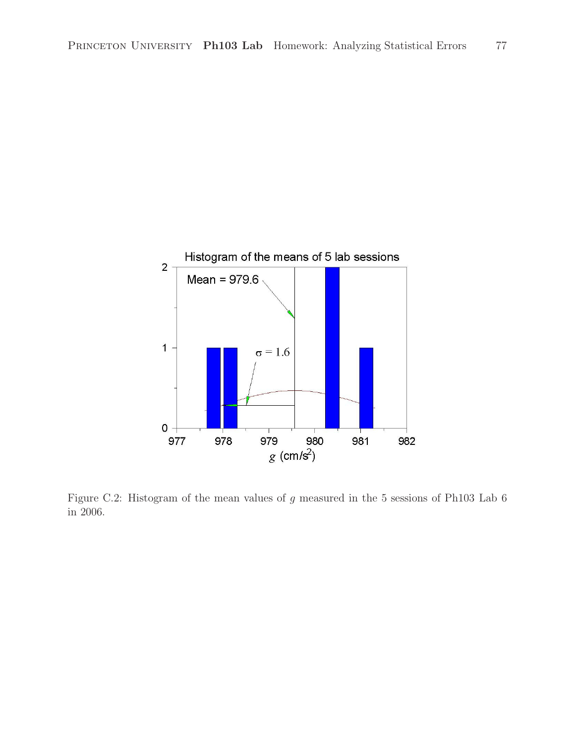Figure C.2: Histogram of the mean values of $g$ measured in the 5 sessions of Ph103 Lab 6 in 2006.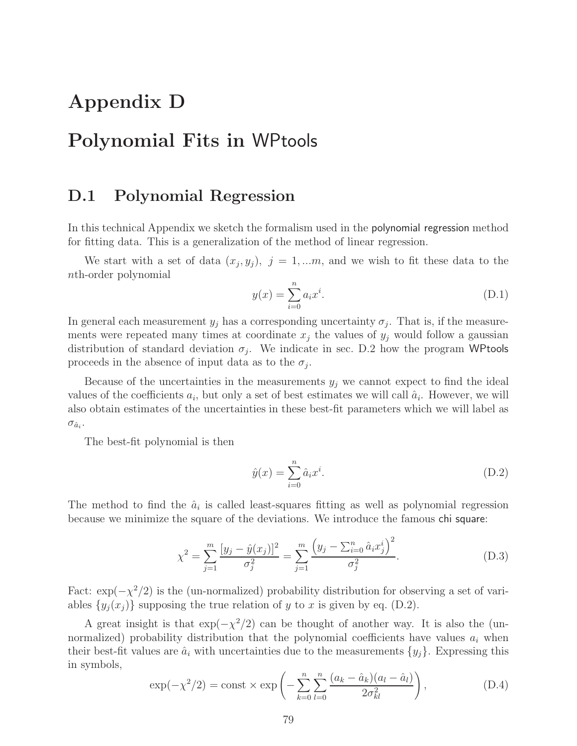# Appendix D

# Polynomial Fits in WPtools

## D.1 Polynomial Regression

In this technical Appendix we sketch the formalism used in the polynomial regression method for fitting data. This is a generalization of the method of linear regression.

We start with a set of data $(x_j, y_j),\ j = 1, ...m$, and we wish to fit these data to the $n$th-order polynomial

$$y(x) = \sum_{i=0}^{n} a_i x^i. \tag{D.1}$$

In general each measurement $y_j$ has a corresponding uncertainty $\sigma_j$. That is, if the measurements were repeated many times at coordinate $x_j$ the values of $y_j$ would follow a gaussian distribution of standard deviation $\sigma_j$. We indicate in sec. D.2 how the program WPtools proceeds in the absence of input data as to the $\sigma_j$.

Because of the uncertainties in the measurements $y_j$ we cannot expect to find the ideal values of the coefficients $a_i$, but only a set of best estimates we will call $\hat{a}_i$. However, we will also obtain estimates of the uncertainties in these best-fit parameters which we will label as $\sigma_{\hat{a}_i}$.

The best-fit polynomial is then

$$\hat{y}(x) = \sum_{i=0}^{n} \hat{a}_i x^i. \tag{D.2}$$

The method to find the $\hat{a}_i$ is called least-squares fitting as well as polynomial regression because we minimize the square of the deviations. We introduce the famous chi square:

$$\chi^2 = \sum_{j=1}^{m} \frac{[y_j - \hat{y}(x_j)]^2}{\sigma_j^2} = \sum_{j=1}^{m} \frac{\left(y_j - \sum_{i=0}^{n} \hat{a}_i x_j^i\right)^2}{\sigma_j^2}. \tag{D.3}$$

Fact: $\exp(-\chi^2/2)$ is the (un-normalized) probability distribution for observing a set of variables $\{y_j(x_j)\}$ supposing the true relation of $y$ to $x$ is given by eq. (D.2).

A great insight is that $\exp(-\chi^2/2)$ can be thought of another way. It is also the (un-normalized) probability distribution that the polynomial coefficients have values $a_i$ when their best-fit values are $\hat{a}_i$ with uncertainties due to the measurements $\{y_j\}$. Expressing this in symbols,

$$\exp(-\chi^2/2) = \text{const} \times \exp\left(-\sum_{k=0}^{n}\sum_{l=0}^{n} \frac{(a_k - \hat{a}_k)(a_l - \hat{a}_l)}{2\sigma_{kl}^2}\right), \tag{D.4}$$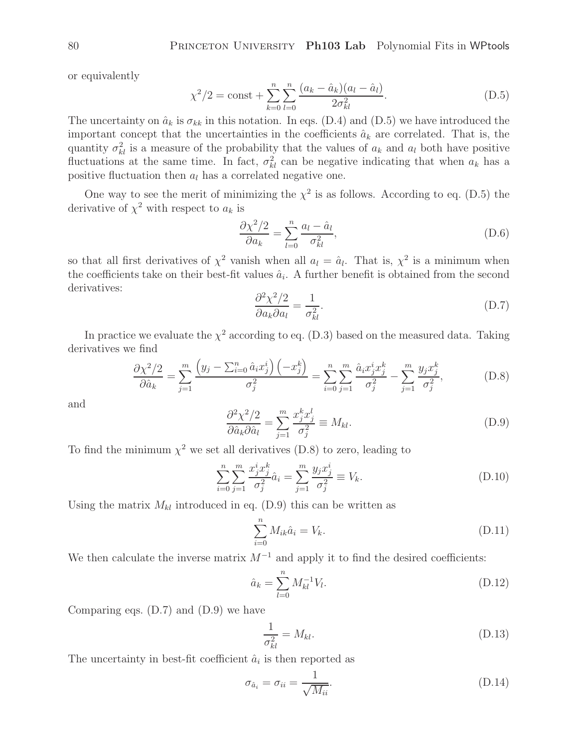or equivalently

$$\chi^2/2 = \text{const} + \sum_{k=0}^{n}\sum_{l=0}^{n} \frac{(a_k - \hat{a}_k)(a_l - \hat{a}_l)}{2\sigma_{kl}^2}. \tag{D.5}$$

The uncertainty on $\hat{a}_k$ is $\sigma_{kk}$ in this notation. In eqs. (D.4) and (D.5) we have introduced the important concept that the uncertainties in the coefficients $\hat{a}_k$ are correlated. That is, the quantity $\sigma_{kl}^2$ is a measure of the probability that the values of $a_k$ and $a_l$ both have positive fluctuations at the same time. In fact, $\sigma_{kl}^2$ can be negative indicating that when $a_k$ has a positive fluctuation then $a_l$ has a correlated negative one.

One way to see the merit of minimizing the $\chi^2$ is as follows. According to eq. (D.5) the derivative of $\chi^2$ with respect to $a_k$ is

$$\frac{\partial \chi^2/2}{\partial a_k} = \sum_{l=0}^{n} \frac{a_l - \hat{a}_l}{\sigma_{kl}^2}, \tag{D.6}$$

so that all first derivatives of $\chi^2$ vanish when all $a_l = \hat{a}_l$. That is, $\chi^2$ is a minimum when the coefficients take on their best-fit values $\hat{a}_i$. A further benefit is obtained from the second derivatives:

$$\frac{\partial^2 \chi^2/2}{\partial a_k \partial a_l} = \frac{1}{\sigma_{kl}^2}. \tag{D.7}$$

In practice we evaluate the $\chi^2$ according to eq. (D.3) based on the measured data. Taking derivatives we find

$$\frac{\partial \chi^2/2}{\partial \hat{a}_k} = \sum_{j=1}^{m} \frac{\left(y_j - \sum_{i=0}^{n} \hat{a}_i x_j^i\right)\left(-x_j^k\right)}{\sigma_j^2} = \sum_{i=0}^{n}\sum_{j=1}^{m} \frac{\hat{a}_i x_j^i x_j^k}{\sigma_j^2} - \sum_{j=1}^{m} \frac{y_j x_j^k}{\sigma_j^2}, \tag{D.8}$$

and

$$\frac{\partial^2 \chi^2/2}{\partial \hat{a}_k \partial \hat{a}_l} = \sum_{j=1}^{m} \frac{x_j^k x_j^l}{\sigma_j^2} \equiv M_{kl}. \tag{D.9}$$

To find the minimum $\chi^2$ we set all derivatives (D.8) to zero, leading to

$$\sum_{i=0}^{n}\sum_{j=1}^{m} \frac{x_j^i x_j^k}{\sigma_j^2} \hat{a}_i = \sum_{j=1}^{m} \frac{y_j x_j^i}{\sigma_j^2} \equiv V_k. \tag{D.10}$$

Using the matrix $M_{kl}$ introduced in eq. (D.9) this can be written as

$$\sum_{i=0}^{n} M_{ik} \hat{a}_i = V_k. \tag{D.11}$$

We then calculate the inverse matrix $M^{-1}$ and apply it to find the desired coefficients:

$$\hat{a}_k = \sum_{l=0}^{n} M_{kl}^{-1} V_l. \tag{D.12}$$

Comparing eqs. (D.7) and (D.9) we have

$$\frac{1}{\sigma_{kl}^2} = M_{kl}. \tag{D.13}$$

The uncertainty in best-fit coefficient $\hat{a}_i$ is then reported as

$$\sigma_{\hat{a}_i} = \sigma_{ii} = \frac{1}{\sqrt{M_{ii}}}. \tag{D.14}$$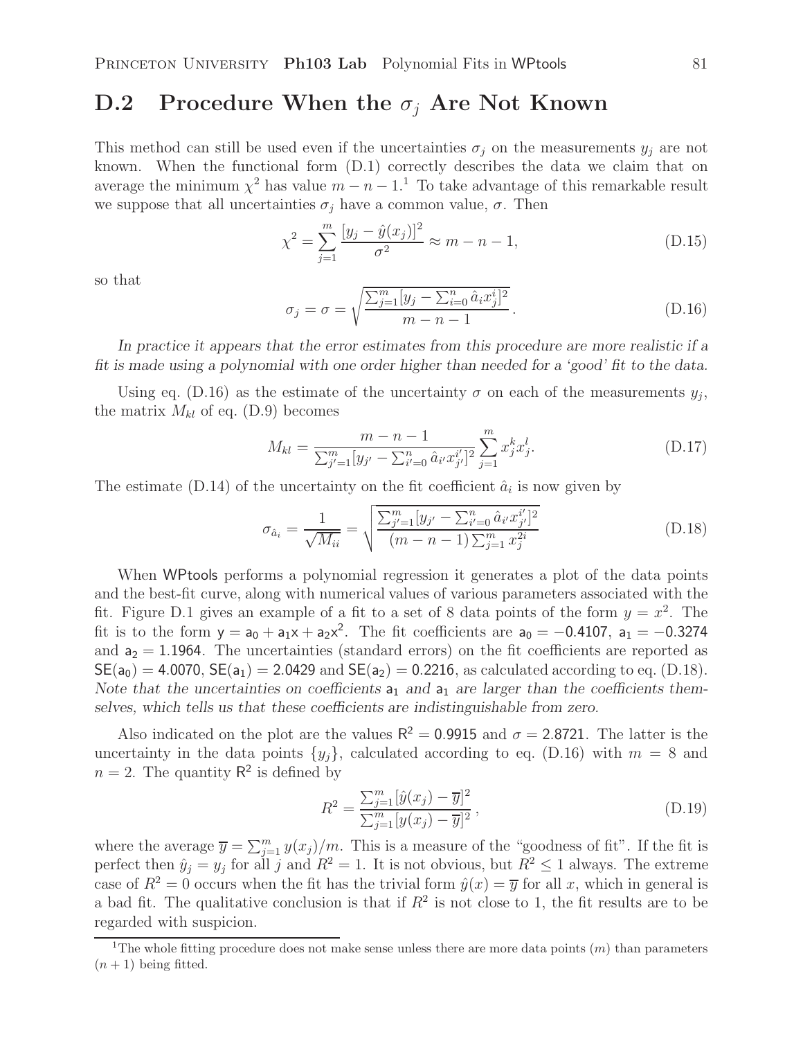## D.2 Procedure When the $\sigma_j$ Are Not Known

This method can still be used even if the uncertainties $\sigma_j$ on the measurements $y_j$ are not known. When the functional form (D.1) correctly describes the data we claim that on average the minimum $\chi^2$ has value $m - n - 1$.[1] To take advantage of this remarkable result we suppose that all uncertainties $\sigma_j$ have a common value, $\sigma$. Then

$$\chi^2 = \sum_{j=1}^{m} \frac{[y_j - \hat{y}(x_j)]^2}{\sigma^2} \approx m - n - 1, \tag{D.15}$$

so that

$$\sigma_j = \sigma = \sqrt{\frac{\sum_{j=1}^{m}[y_j - \sum_{i=0}^{n} \hat{a}_i x_j^i]^2}{m - n - 1}}\,. \tag{D.16}$$

*In practice it appears that the error estimates from this procedure are more realistic if a fit is made using a polynomial with one order higher than needed for a 'good' fit to the data.*

Using eq. (D.16) as the estimate of the uncertainty $\sigma$ on each of the measurements $y_j$, the matrix $M_{kl}$ of eq. (D.9) becomes

$$M_{kl} = \frac{m - n - 1}{\sum_{j'=1}^{m}[y_{j'} - \sum_{i'=0}^{n} \hat{a}_{i'} x_{j'}^{i'}]^2} \sum_{j=1}^{m} x_j^k x_j^l. \tag{D.17}$$

The estimate (D.14) of the uncertainty on the fit coefficient $\hat{a}_i$ is now given by

$$\sigma_{\hat{a}_i} = \frac{1}{\sqrt{M_{ii}}} = \sqrt{\frac{\sum_{j'=1}^{m}[y_{j'} - \sum_{i'=0}^{n} \hat{a}_{i'} x_{j'}^{i'}]^2}{(m - n - 1)\sum_{j=1}^{m} x_j^{2i}}} \tag{D.18}$$

When WPtools performs a polynomial regression it generates a plot of the data points and the best-fit curve, along with numerical values of various parameters associated with the fit. Figure D.1 gives an example of a fit to a set of 8 data points of the form $y = x^2$. The fit is to the form $\mathsf{y} = \mathsf{a}_0 + \mathsf{a}_1\mathsf{x} + \mathsf{a}_2\mathsf{x}^2$. The fit coefficients are $\mathsf{a}_0 = -0.4107$, $\mathsf{a}_1 = -0.3274$ and $\mathsf{a}_2 = 1.1964$. The uncertainties (standard errors) on the fit coefficients are reported as $\mathsf{SE}(\mathsf{a}_0) = 4.0070$, $\mathsf{SE}(\mathsf{a}_1) = 2.0429$ and $\mathsf{SE}(\mathsf{a}_2) = 0.2216$, as calculated according to eq. (D.18). *Note that the uncertainties on coefficients* $\mathsf{a}_1$ *and* $\mathsf{a}_1$ *are larger than the coefficients themselves, which tells us that these coefficients are indistinguishable from zero.*

Also indicated on the plot are the values $\mathsf{R}^2 = 0.9915$ and $\sigma = 2.8721$. The latter is the uncertainty in the data points $\{y_j\}$, calculated according to eq. (D.16) with $m = 8$ and $n = 2$. The quantity $\mathsf{R}^2$ is defined by

$$R^2 = \frac{\sum_{j=1}^{m}[\hat{y}(x_j) - \overline{y}]^2}{\sum_{j=1}^{m}[y(x_j) - \overline{y}]^2}\,, \tag{D.19}$$

where the average $\overline{y} = \sum_{j=1}^{m} y(x_j)/m$. This is a measure of the "goodness of fit". If the fit is perfect then $\hat{y}_j = y_j$ for all $j$ and $R^2 = 1$. It is not obvious, but $R^2 \le 1$ always. The extreme case of $R^2 = 0$ occurs when the fit has the trivial form $\hat{y}(x) = \overline{y}$ for all $x$, which in general is a bad fit. The qualitative conclusion is that if $R^2$ is not close to 1, the fit results are to be regarded with suspicion.

---

[1] The whole fitting procedure does not make sense unless there are more data points ($m$) than parameters ($n + 1$) being fitted.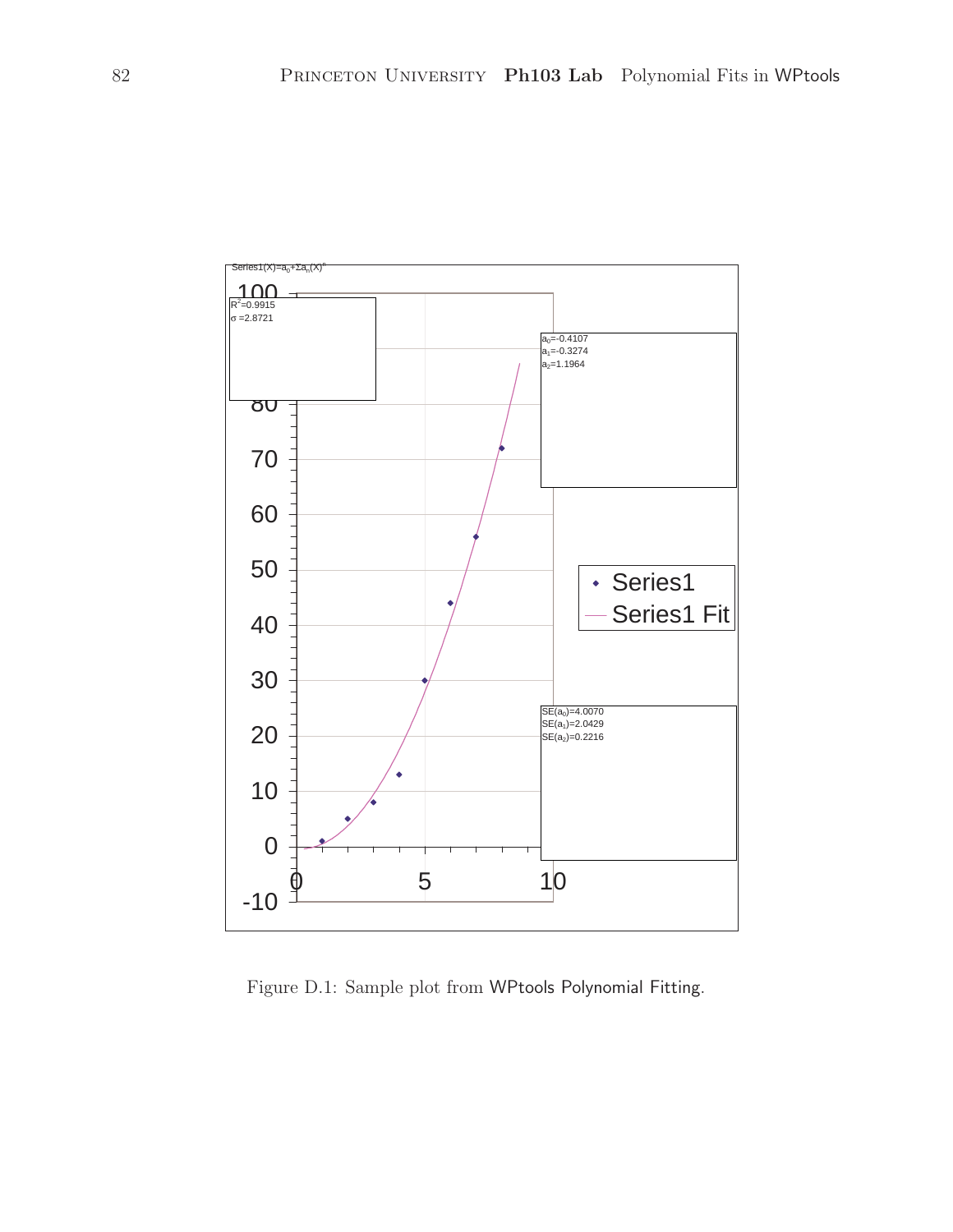Series1(X)=$a_0+\Sigma a_n(X)^n$

$R^2$=0.9915
σ =2.8721

$a_0$=-0.4107
$a_1$=-0.3274
$a_2$=1.1964

Series1
Series1 Fit

SE($a_0$)=4.0070
SE($a_1$)=2.0429
SE($a_2$)=0.2216

100
80
70
60
50
40
30
20
10
0
-10

0
5
10

Figure D.1: Sample plot from WPtools Polynomial Fitting.